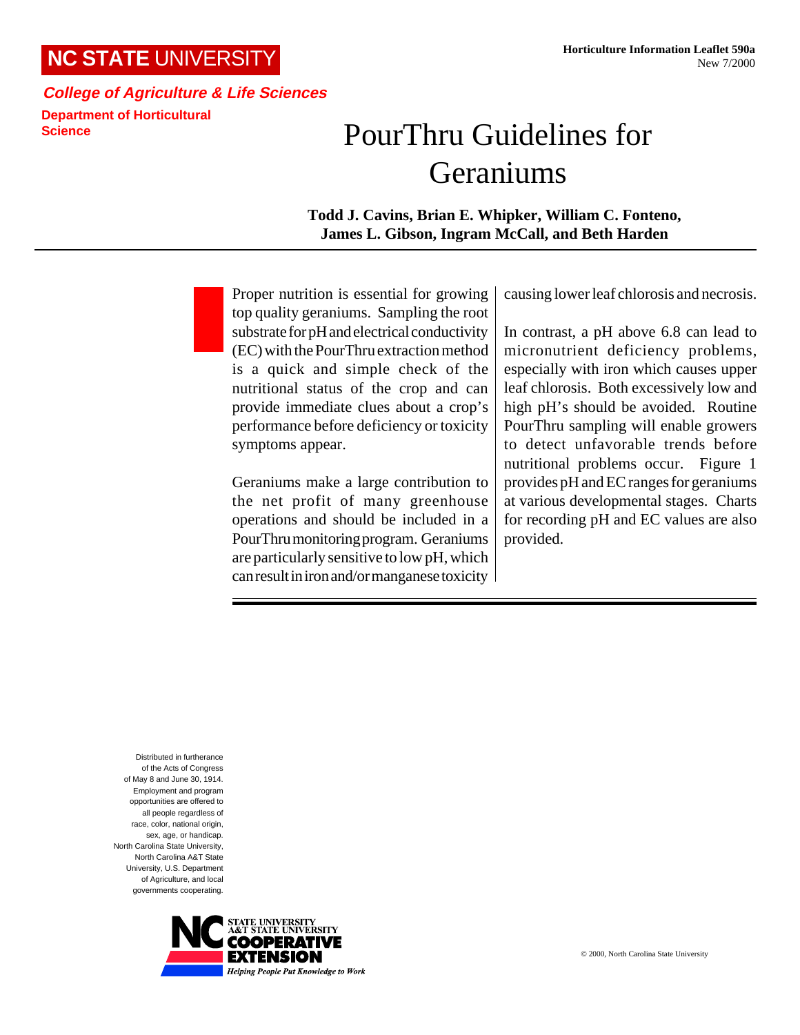**NC STATE UNIVERSITY**

***College of Agriculture & Life Sciences***

**Department of Horticultural Science**

**Horticulture Information Leaflet 590a**
New 7/2000

# PourThru Guidelines for Geraniums

**Todd J. Cavins, Brian E. Whipker, William C. Fonteno, James L. Gibson, Ingram McCall, and Beth Harden**

Proper nutrition is essential for growing top quality geraniums. Sampling the root substrate for pH and electrical conductivity (EC) with the PourThru extraction method is a quick and simple check of the nutritional status of the crop and can provide immediate clues about a crop's performance before deficiency or toxicity symptoms appear.

Geraniums make a large contribution to the net profit of many greenhouse operations and should be included in a PourThru monitoring program. Geraniums are particularly sensitive to low pH, which can result in iron and/or manganese toxicity causing lower leaf chlorosis and necrosis.

In contrast, a pH above 6.8 can lead to micronutrient deficiency problems, especially with iron which causes upper leaf chlorosis. Both excessively low and high pH's should be avoided. Routine PourThru sampling will enable growers to detect unfavorable trends before nutritional problems occur. Figure 1 provides pH and EC ranges for geraniums at various developmental stages. Charts for recording pH and EC values are also provided.

Distributed in furtherance of the Acts of Congress of May 8 and June 30, 1914. Employment and program opportunities are offered to all people regardless of race, color, national origin, sex, age, or handicap. North Carolina State University, North Carolina A&T State University, U.S. Department of Agriculture, and local governments cooperating.

NC STATE UNIVERSITY A&T STATE UNIVERSITY COOPERATIVE EXTENSION — *Helping People Put Knowledge to Work*

© 2000, North Carolina State University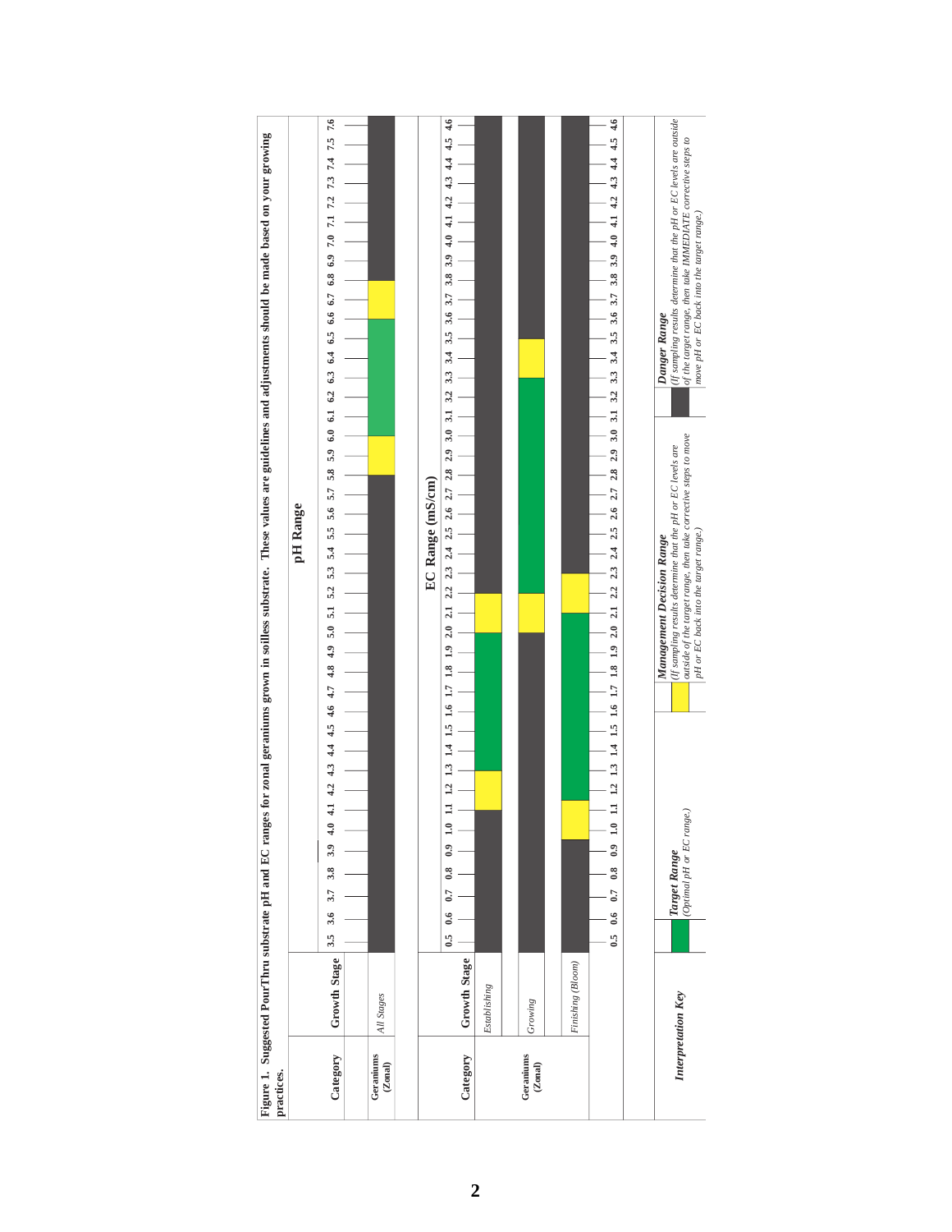**Figure 1. Suggested PourThru substrate pH and EC ranges for zonal geraniums grown in soilless substrate. These values are guidelines and adjustments should be made based on your growing practices.**

## pH Range

Scale: 3.5 to 7.6

| Category | Growth Stage | Danger Range (low) | Management Decision Range (low) | Target Range | Management Decision Range (high) | Danger Range (high) |
|---|---|---|---|---|---|---|
| Geraniums (Zonal) | *All Stages* | 3.5–5.8 | 5.8–6.0 | 6.0–6.6 | 6.6–6.8 | 6.8–7.6 |

## EC Range (mS/cm)

Scale: 0.5 to 4.6

| Category | Growth Stage | Danger Range (low) | Management Decision Range (low) | Target Range | Management Decision Range (high) | Danger Range (high) |
|---|---|---|---|---|---|---|
| Geraniums (Zonal) | *Establishing* | 0.5–1.1 | 1.1–1.3 | 1.3–2.0 | 2.0–2.2 | 2.2–4.6 |
| | *Growing* | 0.5–2.0 | 2.0–2.2 | 2.2–3.3 | 3.3–3.5 | 3.5–4.6 |
| | *Finishing (Bloom)* | 0.5–0.9 | 0.9–1.1 | 1.1–2.1 | 2.1–2.3 | 2.3–4.6 |

## *Interpretation Key*

- **Target Range** (green) *(Optimal pH or EC range.)*
- **Management Decision Range** (yellow) *(If sampling results determine that the pH or EC levels are outside of the target range, then take corrective steps to move pH or EC back into the target range.)*
- **Danger Range** (dark gray) *(If sampling results determine that the pH or EC levels are outside of the target range, then take IMMEDIATE corrective steps to move pH or EC back into the target range.)*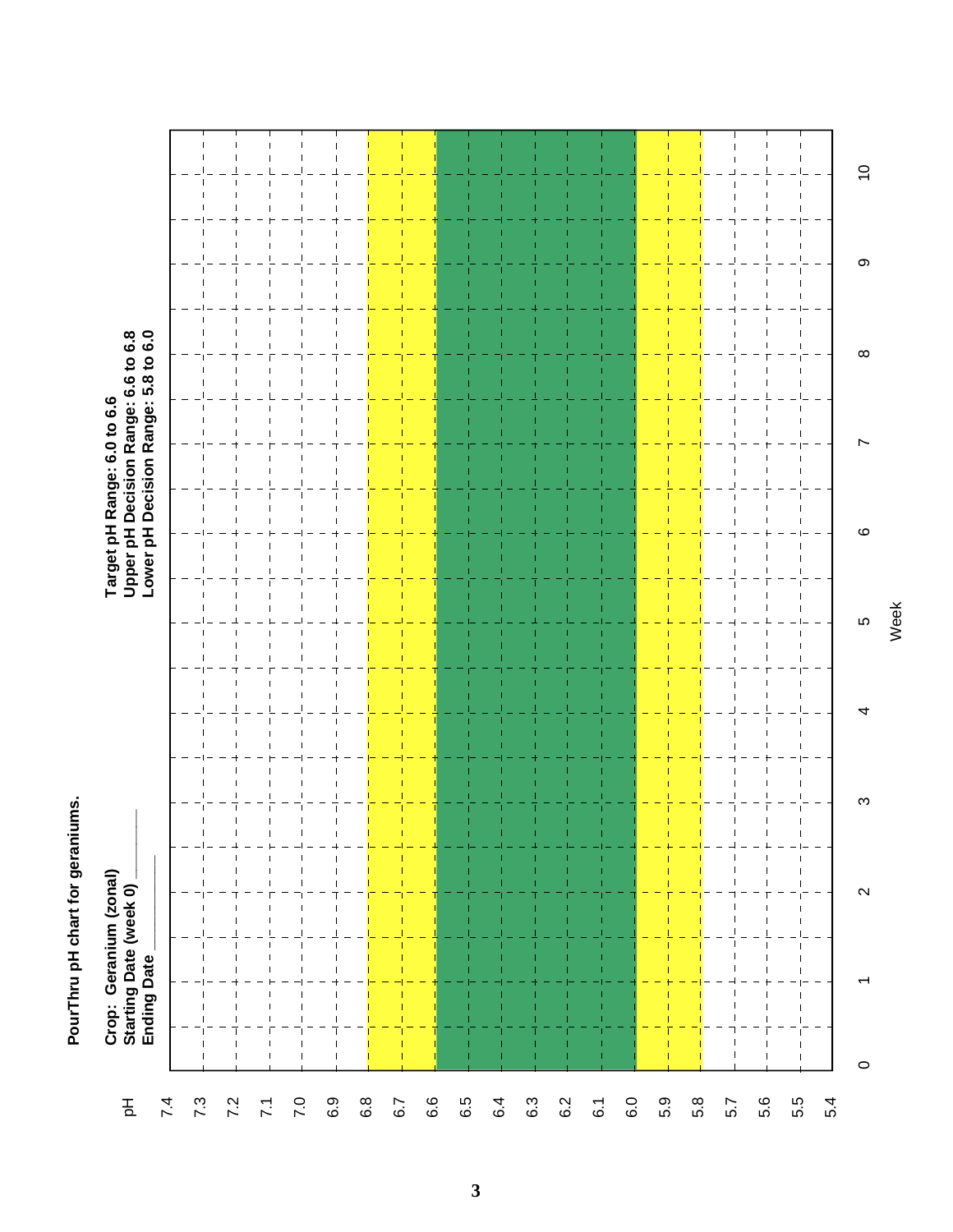**PourThru pH chart for geraniums.**

**Crop: Geranium (zonal)**
**Starting Date (week 0) ________**
**Ending Date ________**

**Target pH Range: 6.0 to 6.6**
**Upper pH Decision Range: 6.6 to 6.8**
**Lower pH Decision Range: 5.8 to 6.0**

pH: 7.4, 7.3, 7.2, 7.1, 7.0, 6.9, 6.8, 6.7, 6.6, 6.5, 6.4, 6.3, 6.2, 6.1, 6.0, 5.9, 5.8, 5.7, 5.6, 5.5, 5.4

Week: 0, 1, 2, 3, 4, 5, 6, 7, 8, 9, 10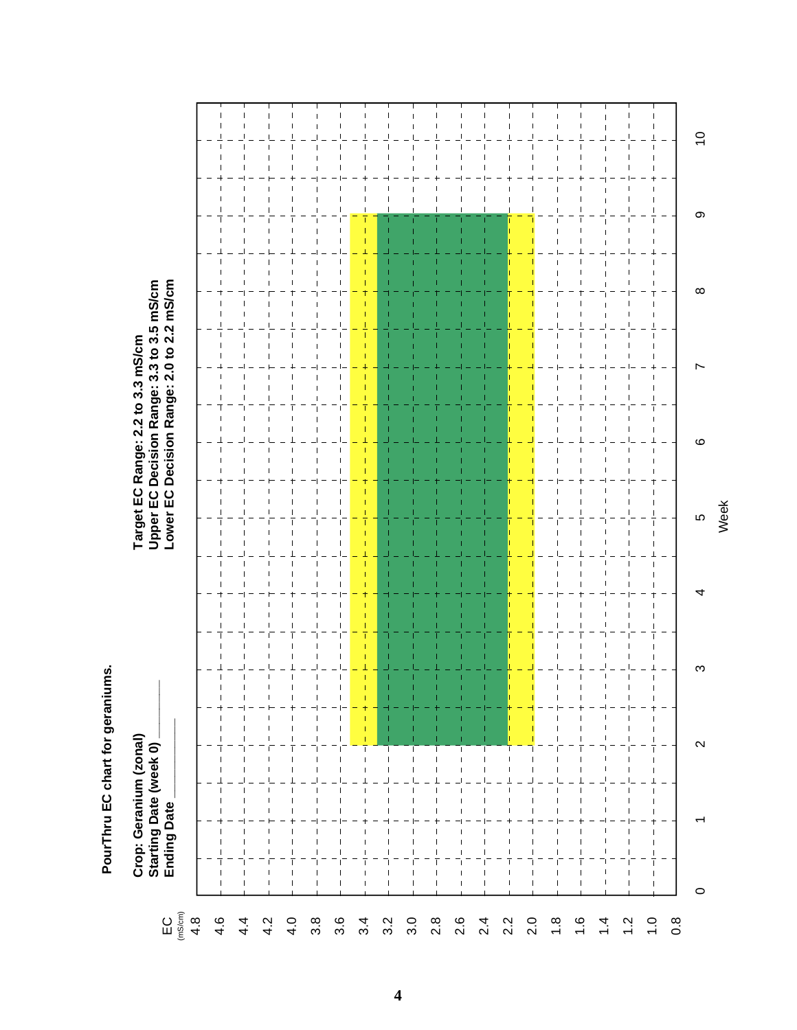PourThru EC chart for geraniums.

**Crop: Geranium (zonal)**
**Starting Date (week 0) ________**
**Ending Date ________**

**Target EC Range: 2.2 to 3.3 mS/cm**
**Upper EC Decision Range: 3.3 to 3.5 mS/cm**
**Lower EC Decision Range: 2.0 to 2.2 mS/cm**

EC (mS/cm)

4.8
4.6
4.4
4.2
4.0
3.8
3.6
3.4
3.2
3.0
2.8
2.6
2.4
2.2
2.0
1.8
1.6
1.4
1.2
1.0
0.8

0 1 2 3 4 5 6 7 8 9 10

Week